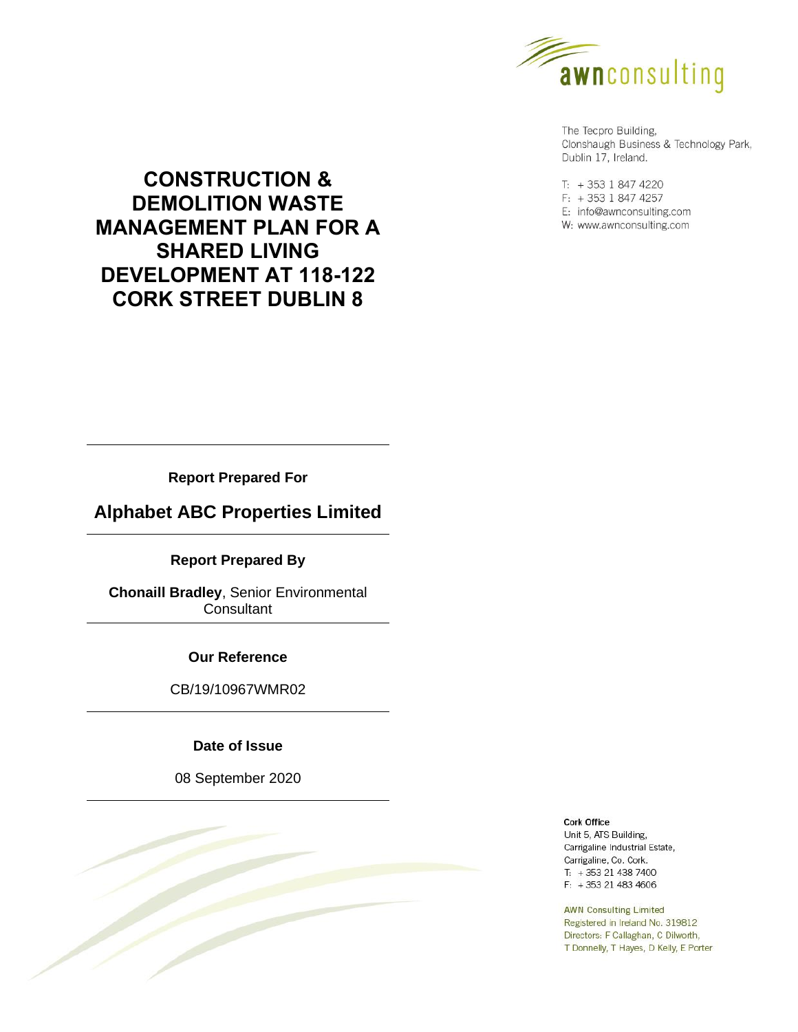awnconsulting

The Tecpro Building,
Clonshaugh Business & Technology Park,
Dublin 17, Ireland.

T: + 353 1 847 4220
F: + 353 1 847 4257
E: info@awnconsulting.com
W: www.awnconsulting.com

# CONSTRUCTION & DEMOLITION WASTE MANAGEMENT PLAN FOR A SHARED LIVING DEVELOPMENT AT 118-122 CORK STREET DUBLIN 8

**Report Prepared For**

**Alphabet ABC Properties Limited**

**Report Prepared By**

**Chonaill Bradley**, Senior Environmental Consultant

**Our Reference**

CB/19/10967WMR02

**Date of Issue**

08 September 2020

**Cork Office**
Unit 5, ATS Building,
Carrigaline Industrial Estate,
Carrigaline, Co. Cork.
T: + 353 21 438 7400
F: + 353 21 483 4606

AWN Consulting Limited
Registered in Ireland No. 319812
Directors: F Callaghan, C Dilworth,
T Donnelly, T Hayes, D Kelly, E Porter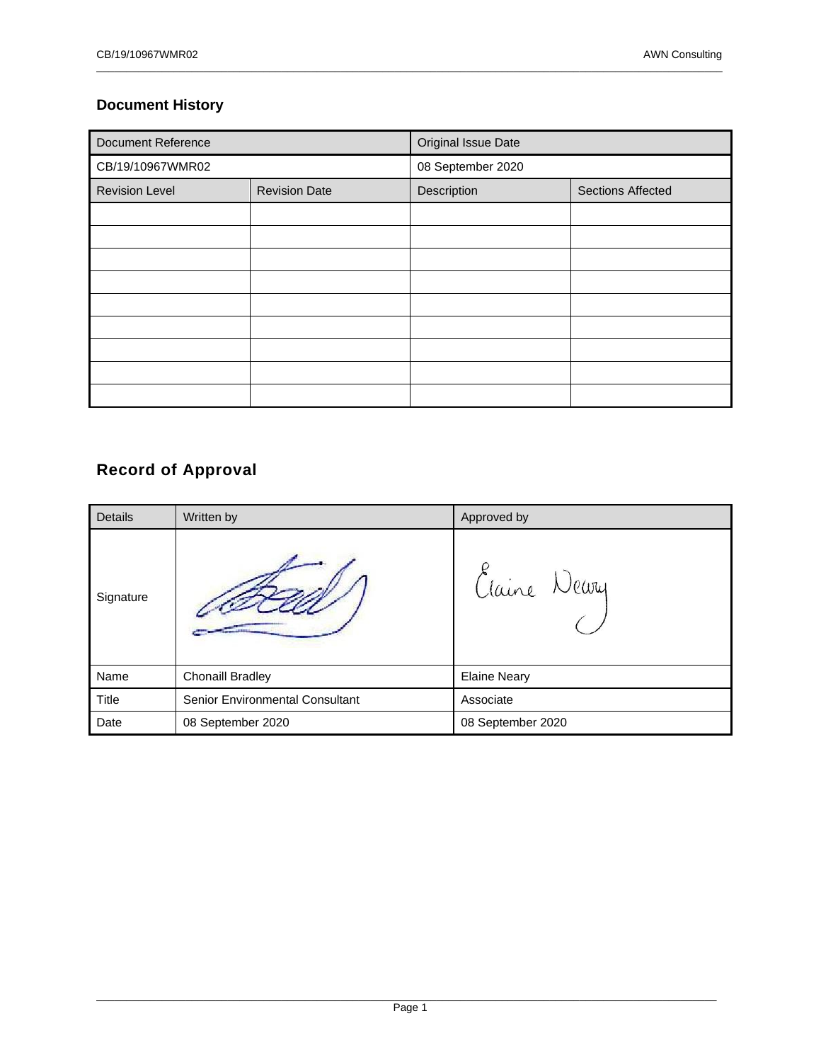## Document History

| Document Reference | | Original Issue Date | |
|---|---|---|---|
| CB/19/10967WMR02 | | 08 September 2020 | |
| Revision Level | Revision Date | Description | Sections Affected |
| | | | |
| | | | |
| | | | |
| | | | |
| | | | |
| | | | |
| | | | |
| | | | |
| | | | |

## Record of Approval

| Details | Written by | Approved by |
|---|---|---|
| Signature | | |
| Name | Chonaill Bradley | Elaine Neary |
| Title | Senior Environmental Consultant | Associate |
| Date | 08 September 2020 | 08 September 2020 |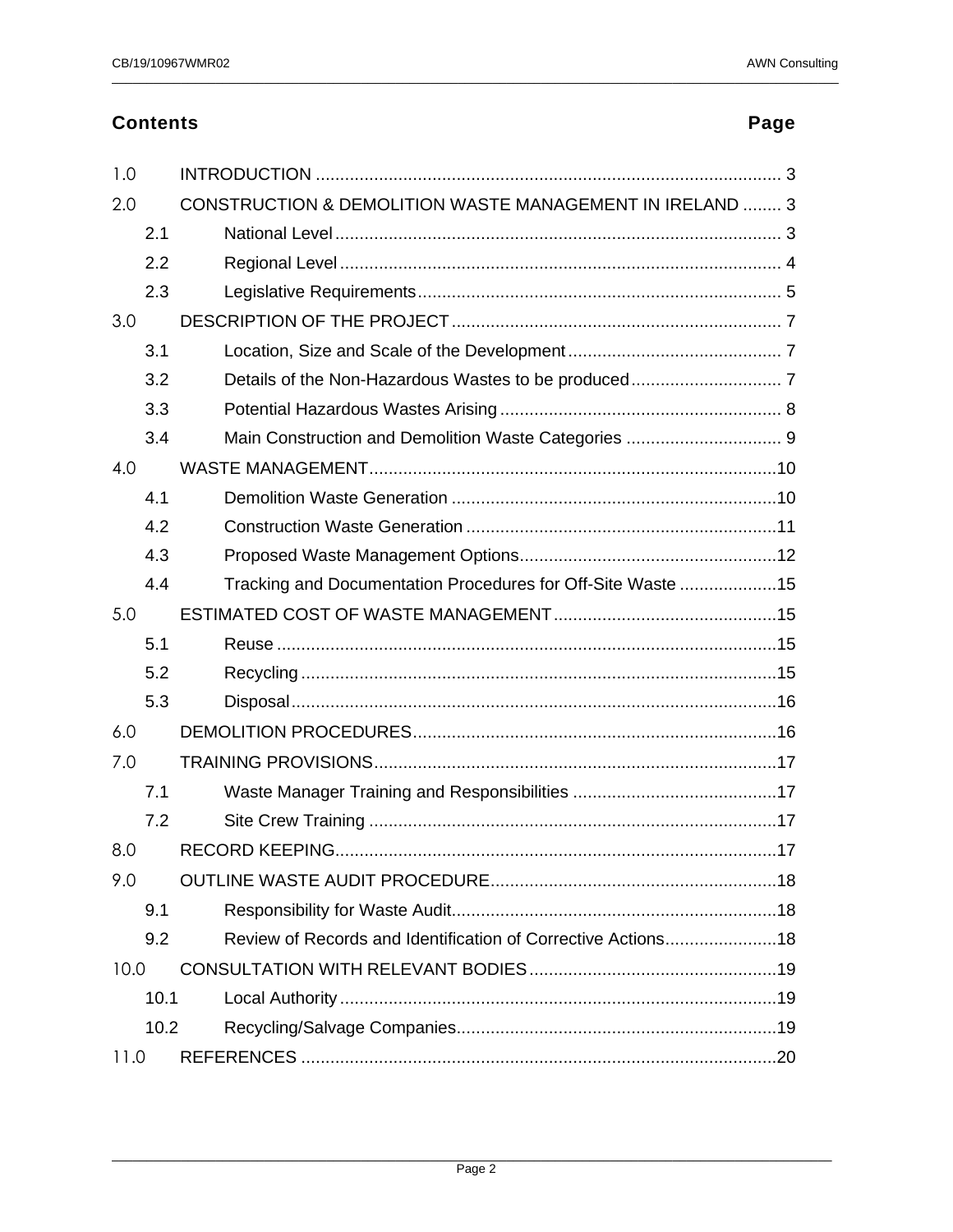## Contents Page

| | | |
|---|---|---|
| 1.0 | INTRODUCTION | 3 |
| 2.0 | CONSTRUCTION & DEMOLITION WASTE MANAGEMENT IN IRELAND | 3 |
| 2.1 | National Level | 3 |
| 2.2 | Regional Level | 4 |
| 2.3 | Legislative Requirements | 5 |
| 3.0 | DESCRIPTION OF THE PROJECT | 7 |
| 3.1 | Location, Size and Scale of the Development | 7 |
| 3.2 | Details of the Non-Hazardous Wastes to be produced | 7 |
| 3.3 | Potential Hazardous Wastes Arising | 8 |
| 3.4 | Main Construction and Demolition Waste Categories | 9 |
| 4.0 | WASTE MANAGEMENT | 10 |
| 4.1 | Demolition Waste Generation | 10 |
| 4.2 | Construction Waste Generation | 11 |
| 4.3 | Proposed Waste Management Options | 12 |
| 4.4 | Tracking and Documentation Procedures for Off-Site Waste | 15 |
| 5.0 | ESTIMATED COST OF WASTE MANAGEMENT | 15 |
| 5.1 | Reuse | 15 |
| 5.2 | Recycling | 15 |
| 5.3 | Disposal | 16 |
| 6.0 | DEMOLITION PROCEDURES | 16 |
| 7.0 | TRAINING PROVISIONS | 17 |
| 7.1 | Waste Manager Training and Responsibilities | 17 |
| 7.2 | Site Crew Training | 17 |
| 8.0 | RECORD KEEPING | 17 |
| 9.0 | OUTLINE WASTE AUDIT PROCEDURE | 18 |
| 9.1 | Responsibility for Waste Audit | 18 |
| 9.2 | Review of Records and Identification of Corrective Actions | 18 |
| 10.0 | CONSULTATION WITH RELEVANT BODIES | 19 |
| 10.1 | Local Authority | 19 |
| 10.2 | Recycling/Salvage Companies | 19 |
| 11.0 | REFERENCES | 20 |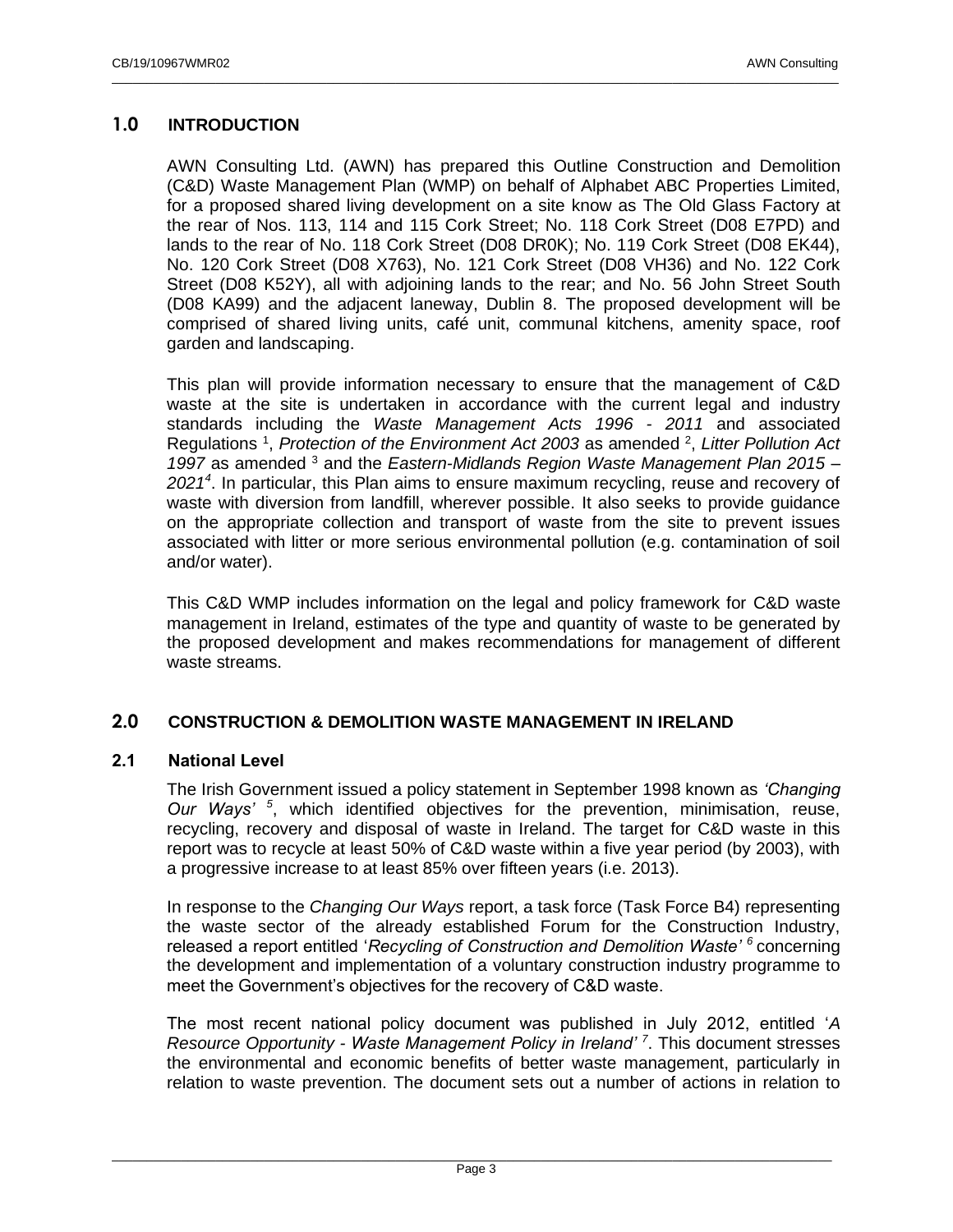## 1.0 INTRODUCTION

AWN Consulting Ltd. (AWN) has prepared this Outline Construction and Demolition (C&D) Waste Management Plan (WMP) on behalf of Alphabet ABC Properties Limited, for a proposed shared living development on a site know as The Old Glass Factory at the rear of Nos. 113, 114 and 115 Cork Street; No. 118 Cork Street (D08 E7PD) and lands to the rear of No. 118 Cork Street (D08 DR0K); No. 119 Cork Street (D08 EK44), No. 120 Cork Street (D08 X763), No. 121 Cork Street (D08 VH36) and No. 122 Cork Street (D08 K52Y), all with adjoining lands to the rear; and No. 56 John Street South (D08 KA99) and the adjacent laneway, Dublin 8. The proposed development will be comprised of shared living units, café unit, communal kitchens, amenity space, roof garden and landscaping.

This plan will provide information necessary to ensure that the management of C&D waste at the site is undertaken in accordance with the current legal and industry standards including the *Waste Management Acts 1996 - 2011* and associated Regulations [1], *Protection of the Environment Act 2003* as amended [2], *Litter Pollution Act 1997* as amended [3] and the *Eastern-Midlands Region Waste Management Plan 2015 – 2021*[4]. In particular, this Plan aims to ensure maximum recycling, reuse and recovery of waste with diversion from landfill, wherever possible. It also seeks to provide guidance on the appropriate collection and transport of waste from the site to prevent issues associated with litter or more serious environmental pollution (e.g. contamination of soil and/or water).

This C&D WMP includes information on the legal and policy framework for C&D waste management in Ireland, estimates of the type and quantity of waste to be generated by the proposed development and makes recommendations for management of different waste streams.

## 2.0 CONSTRUCTION & DEMOLITION WASTE MANAGEMENT IN IRELAND

### 2.1 National Level

The Irish Government issued a policy statement in September 1998 known as *'Changing Our Ways'* [5], which identified objectives for the prevention, minimisation, reuse, recycling, recovery and disposal of waste in Ireland. The target for C&D waste in this report was to recycle at least 50% of C&D waste within a five year period (by 2003), with a progressive increase to at least 85% over fifteen years (i.e. 2013).

In response to the *Changing Our Ways* report, a task force (Task Force B4) representing the waste sector of the already established Forum for the Construction Industry, released a report entitled '*Recycling of Construction and Demolition Waste'* [6] concerning the development and implementation of a voluntary construction industry programme to meet the Government's objectives for the recovery of C&D waste.

The most recent national policy document was published in July 2012, entitled '*A Resource Opportunity - Waste Management Policy in Ireland'* [7]. This document stresses the environmental and economic benefits of better waste management, particularly in relation to waste prevention. The document sets out a number of actions in relation to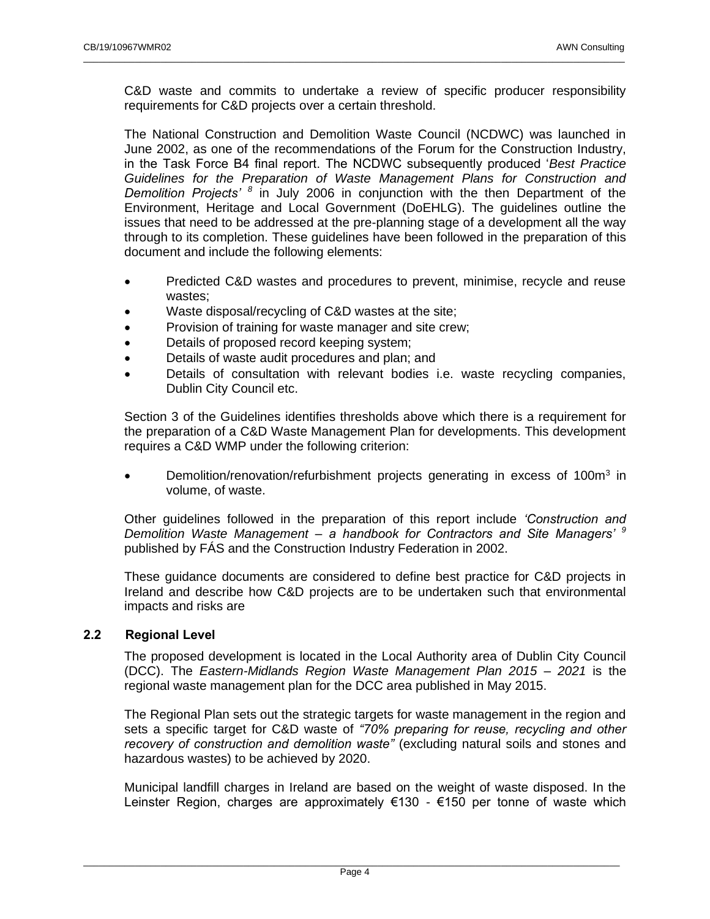C&D waste and commits to undertake a review of specific producer responsibility requirements for C&D projects over a certain threshold.

The National Construction and Demolition Waste Council (NCDWC) was launched in June 2002, as one of the recommendations of the Forum for the Construction Industry, in the Task Force B4 final report. The NCDWC subsequently produced '*Best Practice Guidelines for the Preparation of Waste Management Plans for Construction and Demolition Projects'* [8] in July 2006 in conjunction with the then Department of the Environment, Heritage and Local Government (DoEHLG). The guidelines outline the issues that need to be addressed at the pre-planning stage of a development all the way through to its completion. These guidelines have been followed in the preparation of this document and include the following elements:

- Predicted C&D wastes and procedures to prevent, minimise, recycle and reuse wastes;
- Waste disposal/recycling of C&D wastes at the site;
- Provision of training for waste manager and site crew;
- Details of proposed record keeping system;
- Details of waste audit procedures and plan; and
- Details of consultation with relevant bodies i.e. waste recycling companies, Dublin City Council etc.

Section 3 of the Guidelines identifies thresholds above which there is a requirement for the preparation of a C&D Waste Management Plan for developments. This development requires a C&D WMP under the following criterion:

- Demolition/renovation/refurbishment projects generating in excess of $100m^3$ in volume, of waste.

Other guidelines followed in the preparation of this report include *'Construction and Demolition Waste Management – a handbook for Contractors and Site Managers'* [9] published by FÁS and the Construction Industry Federation in 2002.

These guidance documents are considered to define best practice for C&D projects in Ireland and describe how C&D projects are to be undertaken such that environmental impacts and risks are

## 2.2 Regional Level

The proposed development is located in the Local Authority area of Dublin City Council (DCC). The *Eastern-Midlands Region Waste Management Plan 2015 – 2021* is the regional waste management plan for the DCC area published in May 2015.

The Regional Plan sets out the strategic targets for waste management in the region and sets a specific target for C&D waste of *"70% preparing for reuse, recycling and other recovery of construction and demolition waste"* (excluding natural soils and stones and hazardous wastes) to be achieved by 2020.

Municipal landfill charges in Ireland are based on the weight of waste disposed. In the Leinster Region, charges are approximately €130 - €150 per tonne of waste which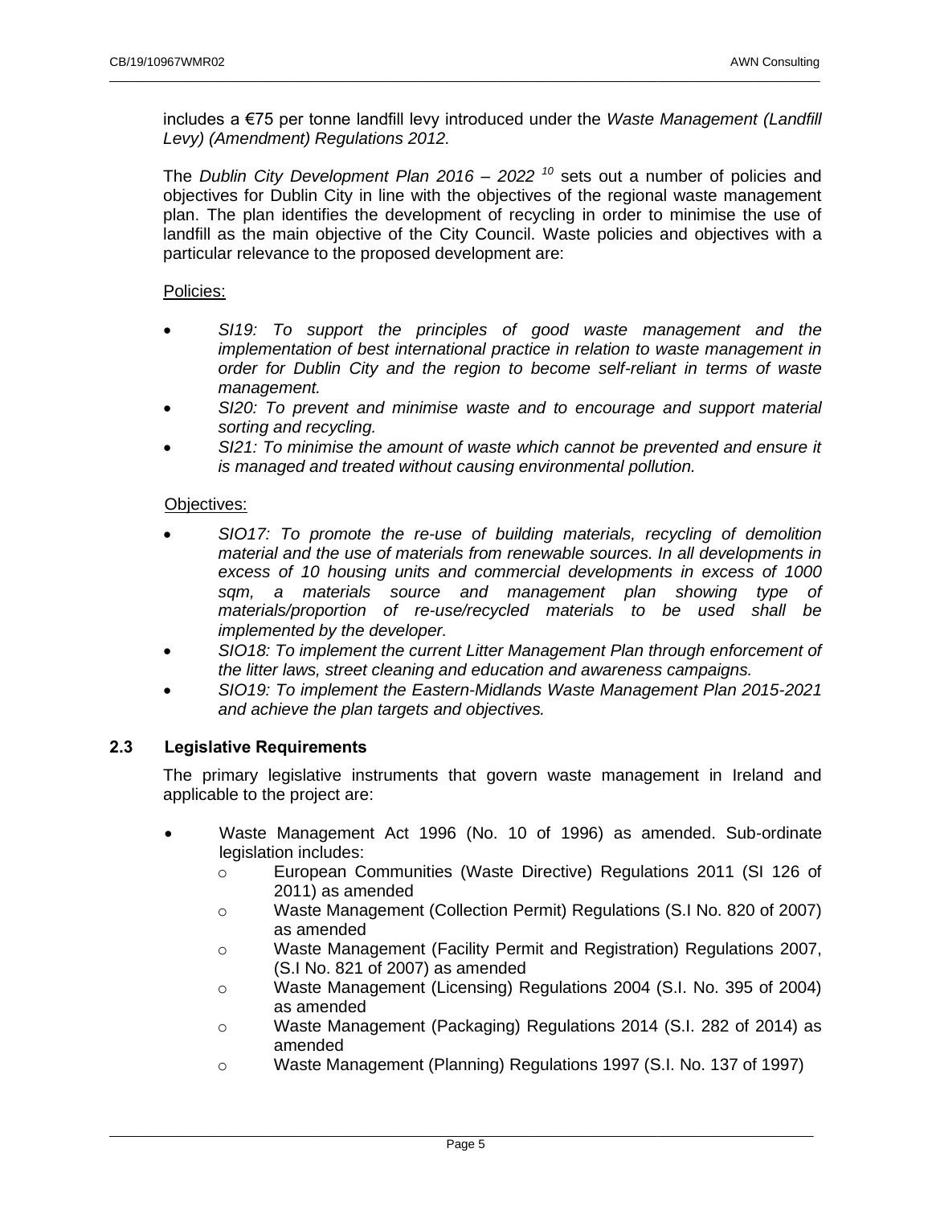includes a €75 per tonne landfill levy introduced under the *Waste Management (Landfill Levy) (Amendment) Regulations 2012.*

The *Dublin City Development Plan 2016 – 2022* [10] sets out a number of policies and objectives for Dublin City in line with the objectives of the regional waste management plan. The plan identifies the development of recycling in order to minimise the use of landfill as the main objective of the City Council. Waste policies and objectives with a particular relevance to the proposed development are:

Policies:

- *SI19: To support the principles of good waste management and the implementation of best international practice in relation to waste management in order for Dublin City and the region to become self-reliant in terms of waste management.*
- *SI20: To prevent and minimise waste and to encourage and support material sorting and recycling.*
- *SI21: To minimise the amount of waste which cannot be prevented and ensure it is managed and treated without causing environmental pollution.*

Objectives:

- *SIO17: To promote the re-use of building materials, recycling of demolition material and the use of materials from renewable sources. In all developments in excess of 10 housing units and commercial developments in excess of 1000 sqm, a materials source and management plan showing type of materials/proportion of re-use/recycled materials to be used shall be implemented by the developer.*
- *SIO18: To implement the current Litter Management Plan through enforcement of the litter laws, street cleaning and education and awareness campaigns.*
- *SIO19: To implement the Eastern-Midlands Waste Management Plan 2015-2021 and achieve the plan targets and objectives.*

### 2.3 Legislative Requirements

The primary legislative instruments that govern waste management in Ireland and applicable to the project are:

- Waste Management Act 1996 (No. 10 of 1996) as amended. Sub-ordinate legislation includes:
  - European Communities (Waste Directive) Regulations 2011 (SI 126 of 2011) as amended
  - Waste Management (Collection Permit) Regulations (S.I No. 820 of 2007) as amended
  - Waste Management (Facility Permit and Registration) Regulations 2007, (S.I No. 821 of 2007) as amended
  - Waste Management (Licensing) Regulations 2004 (S.I. No. 395 of 2004) as amended
  - Waste Management (Packaging) Regulations 2014 (S.I. 282 of 2014) as amended
  - Waste Management (Planning) Regulations 1997 (S.I. No. 137 of 1997)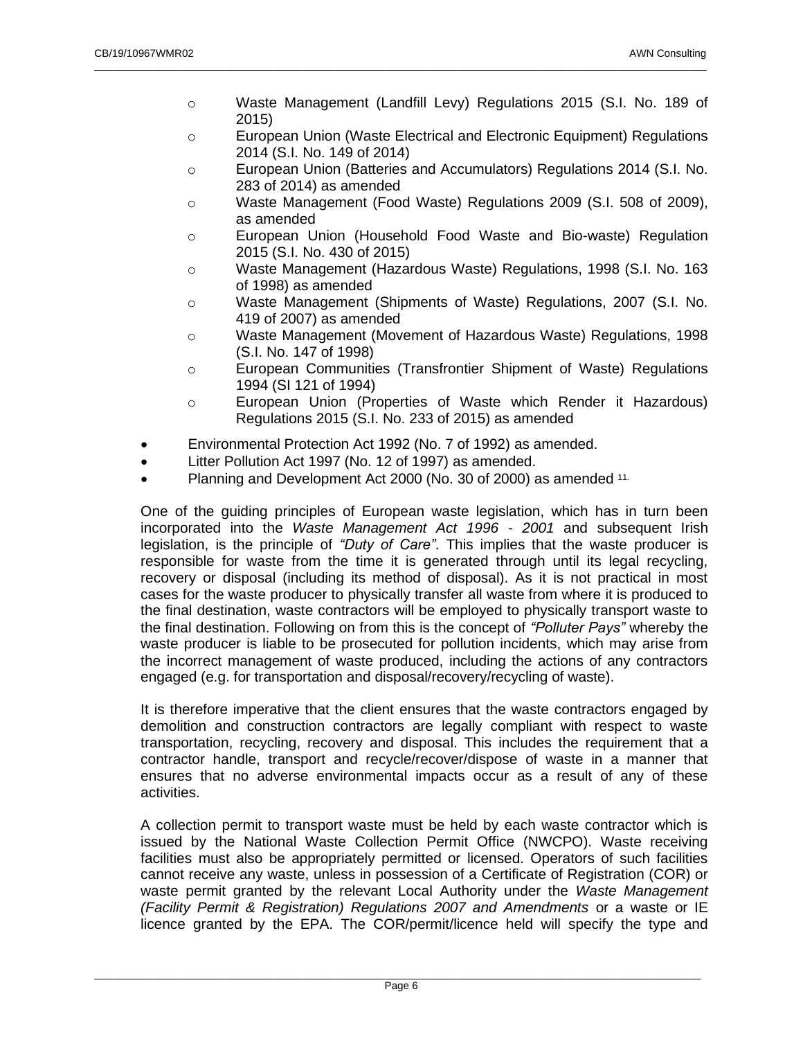- Waste Management (Landfill Levy) Regulations 2015 (S.I. No. 189 of 2015)
  - European Union (Waste Electrical and Electronic Equipment) Regulations 2014 (S.I. No. 149 of 2014)
  - European Union (Batteries and Accumulators) Regulations 2014 (S.I. No. 283 of 2014) as amended
  - Waste Management (Food Waste) Regulations 2009 (S.I. 508 of 2009), as amended
  - European Union (Household Food Waste and Bio-waste) Regulation 2015 (S.I. No. 430 of 2015)
  - Waste Management (Hazardous Waste) Regulations, 1998 (S.I. No. 163 of 1998) as amended
  - Waste Management (Shipments of Waste) Regulations, 2007 (S.I. No. 419 of 2007) as amended
  - Waste Management (Movement of Hazardous Waste) Regulations, 1998 (S.I. No. 147 of 1998)
  - European Communities (Transfrontier Shipment of Waste) Regulations 1994 (SI 121 of 1994)
  - European Union (Properties of Waste which Render it Hazardous) Regulations 2015 (S.I. No. 233 of 2015) as amended
- Environmental Protection Act 1992 (No. 7 of 1992) as amended.
- Litter Pollution Act 1997 (No. 12 of 1997) as amended.
- Planning and Development Act 2000 (No. 30 of 2000) as amended [11.]

One of the guiding principles of European waste legislation, which has in turn been incorporated into the *Waste Management Act 1996 - 2001* and subsequent Irish legislation, is the principle of *"Duty of Care"*. This implies that the waste producer is responsible for waste from the time it is generated through until its legal recycling, recovery or disposal (including its method of disposal). As it is not practical in most cases for the waste producer to physically transfer all waste from where it is produced to the final destination, waste contractors will be employed to physically transport waste to the final destination. Following on from this is the concept of *"Polluter Pays"* whereby the waste producer is liable to be prosecuted for pollution incidents, which may arise from the incorrect management of waste produced, including the actions of any contractors engaged (e.g. for transportation and disposal/recovery/recycling of waste).

It is therefore imperative that the client ensures that the waste contractors engaged by demolition and construction contractors are legally compliant with respect to waste transportation, recycling, recovery and disposal. This includes the requirement that a contractor handle, transport and recycle/recover/dispose of waste in a manner that ensures that no adverse environmental impacts occur as a result of any of these activities.

A collection permit to transport waste must be held by each waste contractor which is issued by the National Waste Collection Permit Office (NWCPO). Waste receiving facilities must also be appropriately permitted or licensed. Operators of such facilities cannot receive any waste, unless in possession of a Certificate of Registration (COR) or waste permit granted by the relevant Local Authority under the *Waste Management (Facility Permit & Registration) Regulations 2007 and Amendments* or a waste or IE licence granted by the EPA. The COR/permit/licence held will specify the type and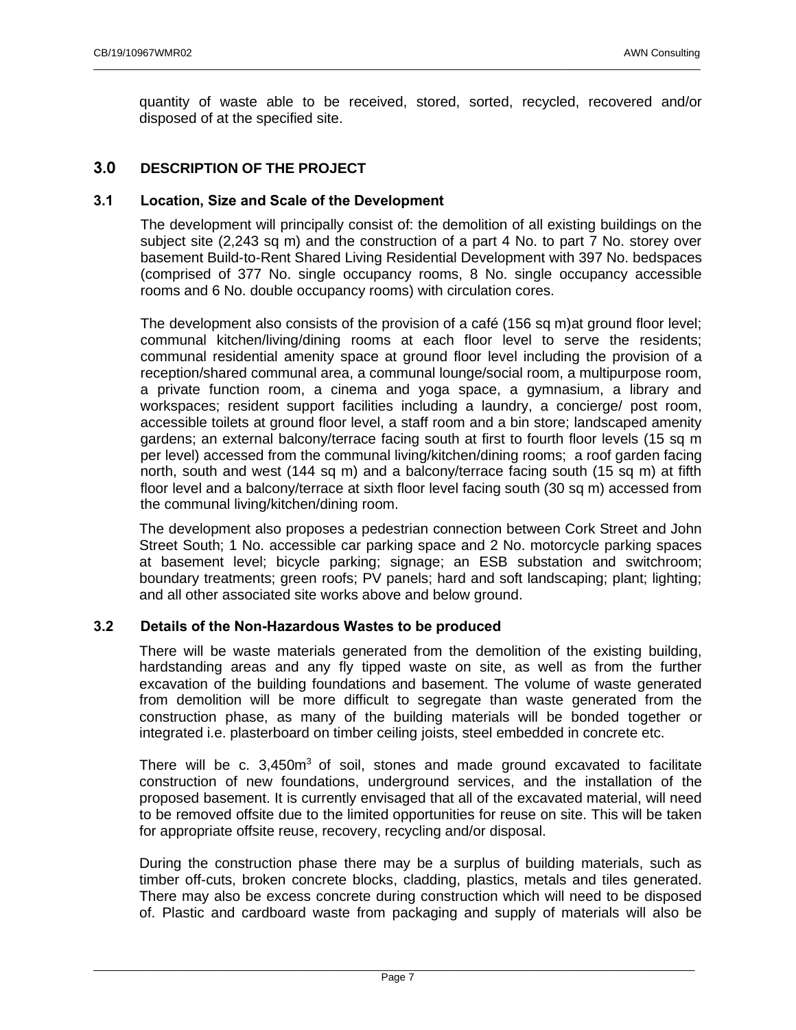quantity of waste able to be received, stored, sorted, recycled, recovered and/or disposed of at the specified site.

## 3.0 DESCRIPTION OF THE PROJECT

### 3.1 Location, Size and Scale of the Development

The development will principally consist of: the demolition of all existing buildings on the subject site (2,243 sq m) and the construction of a part 4 No. to part 7 No. storey over basement Build-to-Rent Shared Living Residential Development with 397 No. bedspaces (comprised of 377 No. single occupancy rooms, 8 No. single occupancy accessible rooms and 6 No. double occupancy rooms) with circulation cores.

The development also consists of the provision of a café (156 sq m)at ground floor level; communal kitchen/living/dining rooms at each floor level to serve the residents; communal residential amenity space at ground floor level including the provision of a reception/shared communal area, a communal lounge/social room, a multipurpose room, a private function room, a cinema and yoga space, a gymnasium, a library and workspaces; resident support facilities including a laundry, a concierge/ post room, accessible toilets at ground floor level, a staff room and a bin store; landscaped amenity gardens; an external balcony/terrace facing south at first to fourth floor levels (15 sq m per level) accessed from the communal living/kitchen/dining rooms; a roof garden facing north, south and west (144 sq m) and a balcony/terrace facing south (15 sq m) at fifth floor level and a balcony/terrace at sixth floor level facing south (30 sq m) accessed from the communal living/kitchen/dining room.

The development also proposes a pedestrian connection between Cork Street and John Street South; 1 No. accessible car parking space and 2 No. motorcycle parking spaces at basement level; bicycle parking; signage; an ESB substation and switchroom; boundary treatments; green roofs; PV panels; hard and soft landscaping; plant; lighting; and all other associated site works above and below ground.

### 3.2 Details of the Non-Hazardous Wastes to be produced

There will be waste materials generated from the demolition of the existing building, hardstanding areas and any fly tipped waste on site, as well as from the further excavation of the building foundations and basement. The volume of waste generated from demolition will be more difficult to segregate than waste generated from the construction phase, as many of the building materials will be bonded together or integrated i.e. plasterboard on timber ceiling joists, steel embedded in concrete etc.

There will be c. 3,450m$^3$ of soil, stones and made ground excavated to facilitate construction of new foundations, underground services, and the installation of the proposed basement. It is currently envisaged that all of the excavated material, will need to be removed offsite due to the limited opportunities for reuse on site. This will be taken for appropriate offsite reuse, recovery, recycling and/or disposal.

During the construction phase there may be a surplus of building materials, such as timber off-cuts, broken concrete blocks, cladding, plastics, metals and tiles generated. There may also be excess concrete during construction which will need to be disposed of. Plastic and cardboard waste from packaging and supply of materials will also be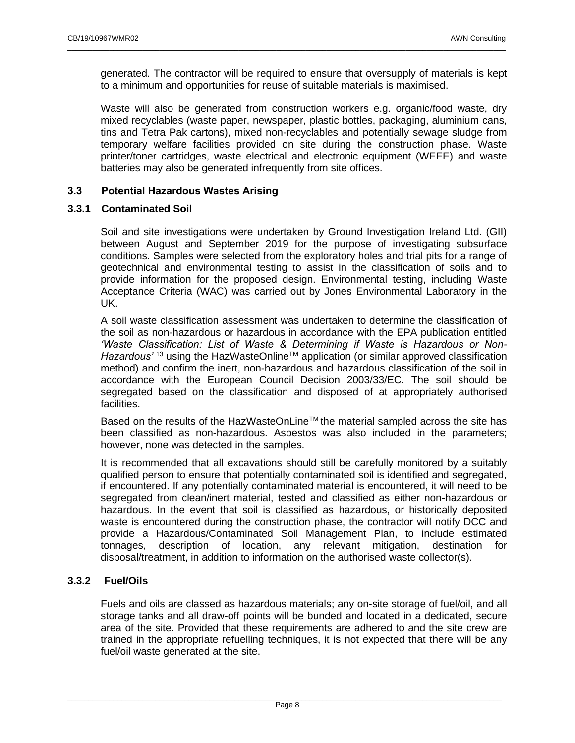generated. The contractor will be required to ensure that oversupply of materials is kept to a minimum and opportunities for reuse of suitable materials is maximised.

Waste will also be generated from construction workers e.g. organic/food waste, dry mixed recyclables (waste paper, newspaper, plastic bottles, packaging, aluminium cans, tins and Tetra Pak cartons), mixed non-recyclables and potentially sewage sludge from temporary welfare facilities provided on site during the construction phase. Waste printer/toner cartridges, waste electrical and electronic equipment (WEEE) and waste batteries may also be generated infrequently from site offices.

### 3.3 Potential Hazardous Wastes Arising

#### 3.3.1 Contaminated Soil

Soil and site investigations were undertaken by Ground Investigation Ireland Ltd. (GII) between August and September 2019 for the purpose of investigating subsurface conditions. Samples were selected from the exploratory holes and trial pits for a range of geotechnical and environmental testing to assist in the classification of soils and to provide information for the proposed design. Environmental testing, including Waste Acceptance Criteria (WAC) was carried out by Jones Environmental Laboratory in the UK.

A soil waste classification assessment was undertaken to determine the classification of the soil as non-hazardous or hazardous in accordance with the EPA publication entitled *'Waste Classification: List of Waste & Determining if Waste is Hazardous or Non-Hazardous'* [13] using the HazWasteOnline™ application (or similar approved classification method) and confirm the inert, non-hazardous and hazardous classification of the soil in accordance with the European Council Decision 2003/33/EC. The soil should be segregated based on the classification and disposed of at appropriately authorised facilities.

Based on the results of the HazWasteOnLine™ the material sampled across the site has been classified as non-hazardous. Asbestos was also included in the parameters; however, none was detected in the samples.

It is recommended that all excavations should still be carefully monitored by a suitably qualified person to ensure that potentially contaminated soil is identified and segregated, if encountered. If any potentially contaminated material is encountered, it will need to be segregated from clean/inert material, tested and classified as either non-hazardous or hazardous. In the event that soil is classified as hazardous, or historically deposited waste is encountered during the construction phase, the contractor will notify DCC and provide a Hazardous/Contaminated Soil Management Plan, to include estimated tonnages, description of location, any relevant mitigation, destination for disposal/treatment, in addition to information on the authorised waste collector(s).

#### 3.3.2 Fuel/Oils

Fuels and oils are classed as hazardous materials; any on-site storage of fuel/oil, and all storage tanks and all draw-off points will be bunded and located in a dedicated, secure area of the site. Provided that these requirements are adhered to and the site crew are trained in the appropriate refuelling techniques, it is not expected that there will be any fuel/oil waste generated at the site.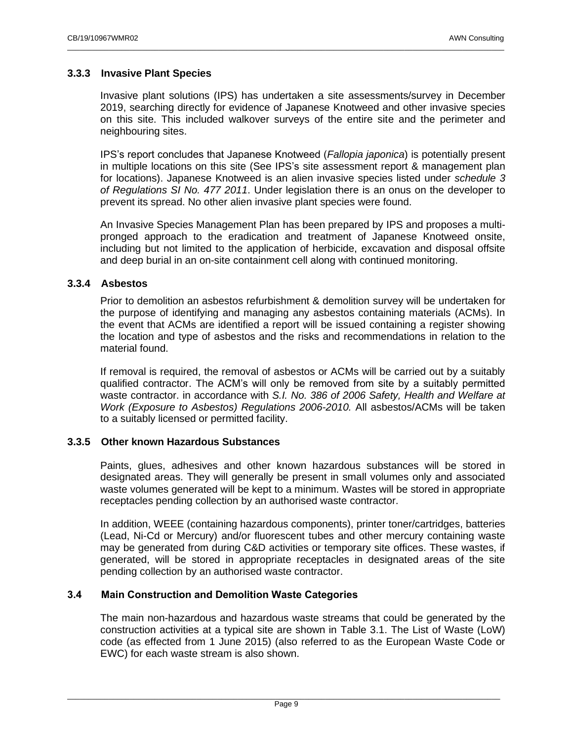### 3.3.3 Invasive Plant Species

Invasive plant solutions (IPS) has undertaken a site assessments/survey in December 2019, searching directly for evidence of Japanese Knotweed and other invasive species on this site. This included walkover surveys of the entire site and the perimeter and neighbouring sites.

IPS's report concludes that Japanese Knotweed (*Fallopia japonica*) is potentially present in multiple locations on this site (See IPS's site assessment report & management plan for locations). Japanese Knotweed is an alien invasive species listed under *schedule 3 of Regulations SI No. 477 2011*. Under legislation there is an onus on the developer to prevent its spread. No other alien invasive plant species were found.

An Invasive Species Management Plan has been prepared by IPS and proposes a multi-pronged approach to the eradication and treatment of Japanese Knotweed onsite, including but not limited to the application of herbicide, excavation and disposal offsite and deep burial in an on-site containment cell along with continued monitoring.

### 3.3.4 Asbestos

Prior to demolition an asbestos refurbishment & demolition survey will be undertaken for the purpose of identifying and managing any asbestos containing materials (ACMs). In the event that ACMs are identified a report will be issued containing a register showing the location and type of asbestos and the risks and recommendations in relation to the material found.

If removal is required, the removal of asbestos or ACMs will be carried out by a suitably qualified contractor. The ACM's will only be removed from site by a suitably permitted waste contractor. in accordance with *S.I. No. 386 of 2006 Safety, Health and Welfare at Work (Exposure to Asbestos) Regulations 2006-2010.* All asbestos/ACMs will be taken to a suitably licensed or permitted facility.

### 3.3.5 Other known Hazardous Substances

Paints, glues, adhesives and other known hazardous substances will be stored in designated areas. They will generally be present in small volumes only and associated waste volumes generated will be kept to a minimum. Wastes will be stored in appropriate receptacles pending collection by an authorised waste contractor.

In addition, WEEE (containing hazardous components), printer toner/cartridges, batteries (Lead, Ni-Cd or Mercury) and/or fluorescent tubes and other mercury containing waste may be generated from during C&D activities or temporary site offices. These wastes, if generated, will be stored in appropriate receptacles in designated areas of the site pending collection by an authorised waste contractor.

## 3.4 Main Construction and Demolition Waste Categories

The main non-hazardous and hazardous waste streams that could be generated by the construction activities at a typical site are shown in Table 3.1. The List of Waste (LoW) code (as effected from 1 June 2015) (also referred to as the European Waste Code or EWC) for each waste stream is also shown.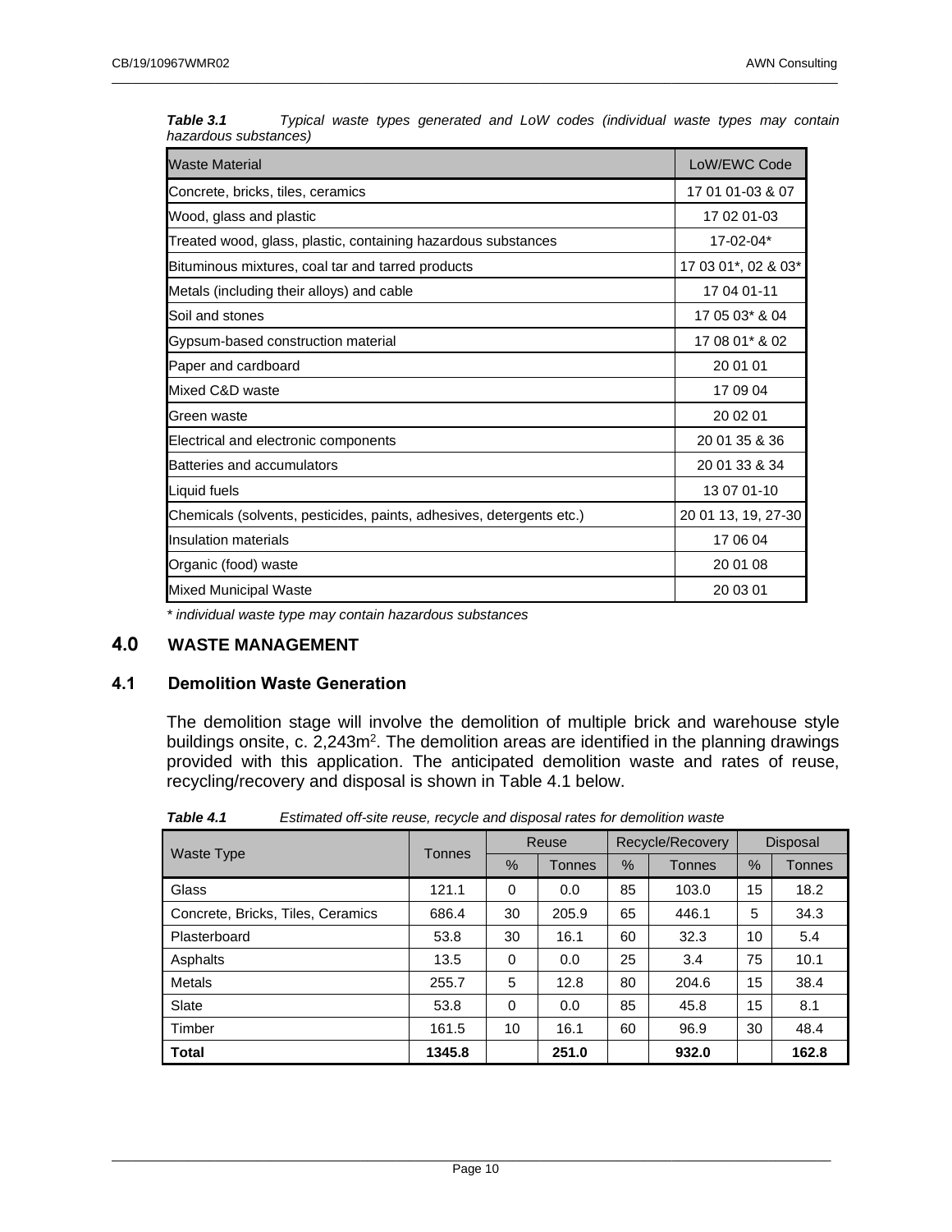*Table 3.1* *Typical waste types generated and LoW codes (individual waste types may contain hazardous substances)*

| Waste Material | LoW/EWC Code |
|---|---|
| Concrete, bricks, tiles, ceramics | 17 01 01-03 & 07 |
| Wood, glass and plastic | 17 02 01-03 |
| Treated wood, glass, plastic, containing hazardous substances | 17-02-04* |
| Bituminous mixtures, coal tar and tarred products | 17 03 01*, 02 & 03* |
| Metals (including their alloys) and cable | 17 04 01-11 |
| Soil and stones | 17 05 03* & 04 |
| Gypsum-based construction material | 17 08 01* & 02 |
| Paper and cardboard | 20 01 01 |
| Mixed C&D waste | 17 09 04 |
| Green waste | 20 02 01 |
| Electrical and electronic components | 20 01 35 & 36 |
| Batteries and accumulators | 20 01 33 & 34 |
| Liquid fuels | 13 07 01-10 |
| Chemicals (solvents, pesticides, paints, adhesives, detergents etc.) | 20 01 13, 19, 27-30 |
| Insulation materials | 17 06 04 |
| Organic (food) waste | 20 01 08 |
| Mixed Municipal Waste | 20 03 01 |

*\* individual waste type may contain hazardous substances*

# 4.0 WASTE MANAGEMENT

## 4.1 Demolition Waste Generation

The demolition stage will involve the demolition of multiple brick and warehouse style buildings onsite, c. 2,243m$^2$. The demolition areas are identified in the planning drawings provided with this application. The anticipated demolition waste and rates of reuse, recycling/recovery and disposal is shown in Table 4.1 below.

*Table 4.1* *Estimated off-site reuse, recycle and disposal rates for demolition waste*

| Waste Type | Tonnes | Reuse | | Recycle/Recovery | | Disposal | |
|---|---|---|---|---|---|---|---|
| | | % | Tonnes | % | Tonnes | % | Tonnes |
| Glass | 121.1 | 0 | 0.0 | 85 | 103.0 | 15 | 18.2 |
| Concrete, Bricks, Tiles, Ceramics | 686.4 | 30 | 205.9 | 65 | 446.1 | 5 | 34.3 |
| Plasterboard | 53.8 | 30 | 16.1 | 60 | 32.3 | 10 | 5.4 |
| Asphalts | 13.5 | 0 | 0.0 | 25 | 3.4 | 75 | 10.1 |
| Metals | 255.7 | 5 | 12.8 | 80 | 204.6 | 15 | 38.4 |
| Slate | 53.8 | 0 | 0.0 | 85 | 45.8 | 15 | 8.1 |
| Timber | 161.5 | 10 | 16.1 | 60 | 96.9 | 30 | 48.4 |
| **Total** | **1345.8** | | **251.0** | | **932.0** | | **162.8** |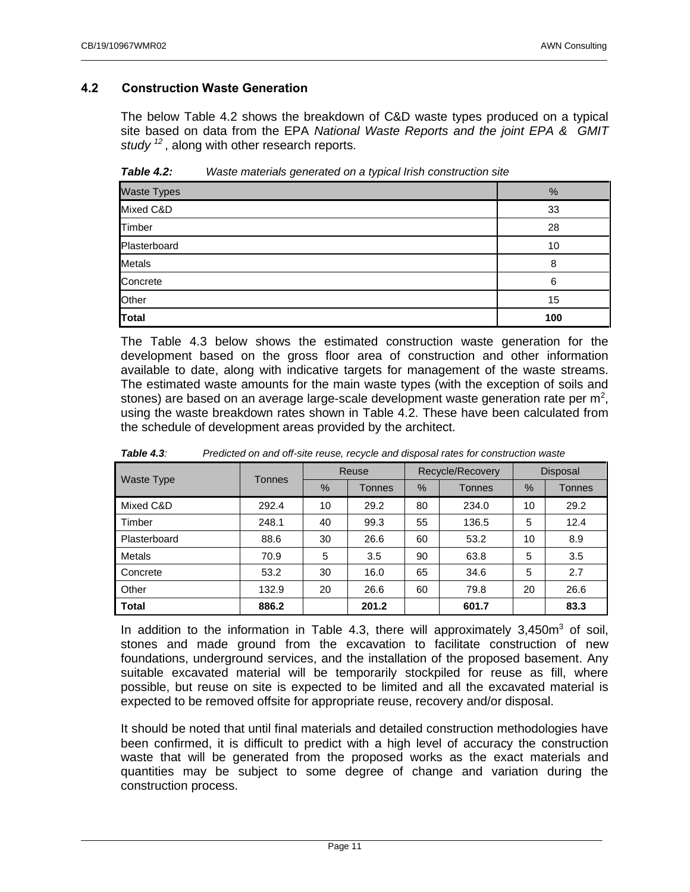## 4.2 Construction Waste Generation

The below Table 4.2 shows the breakdown of C&D waste types produced on a typical site based on data from the EPA *National Waste Reports and the joint EPA & GMIT study* [12], along with other research reports.

***Table 4.2:*** *Waste materials generated on a typical Irish construction site*

| Waste Types | % |
|---|---|
| Mixed C&D | 33 |
| Timber | 28 |
| Plasterboard | 10 |
| Metals | 8 |
| Concrete | 6 |
| Other | 15 |
| **Total** | **100** |

The Table 4.3 below shows the estimated construction waste generation for the development based on the gross floor area of construction and other information available to date, along with indicative targets for management of the waste streams. The estimated waste amounts for the main waste types (with the exception of soils and stones) are based on an average large-scale development waste generation rate per m$^2$, using the waste breakdown rates shown in Table 4.2. These have been calculated from the schedule of development areas provided by the architect.

***Table 4.3**:* *Predicted on and off-site reuse, recycle and disposal rates for construction waste*

| Waste Type | Tonnes | Reuse | | Recycle/Recovery | | Disposal | |
|---|---|---|---|---|---|---|---|
| | | % | Tonnes | % | Tonnes | % | Tonnes |
| Mixed C&D | 292.4 | 10 | 29.2 | 80 | 234.0 | 10 | 29.2 |
| Timber | 248.1 | 40 | 99.3 | 55 | 136.5 | 5 | 12.4 |
| Plasterboard | 88.6 | 30 | 26.6 | 60 | 53.2 | 10 | 8.9 |
| Metals | 70.9 | 5 | 3.5 | 90 | 63.8 | 5 | 3.5 |
| Concrete | 53.2 | 30 | 16.0 | 65 | 34.6 | 5 | 2.7 |
| Other | 132.9 | 20 | 26.6 | 60 | 79.8 | 20 | 26.6 |
| **Total** | **886.2** | | **201.2** | | **601.7** | | **83.3** |

In addition to the information in Table 4.3, there will approximately 3,450m$^3$ of soil, stones and made ground from the excavation to facilitate construction of new foundations, underground services, and the installation of the proposed basement. Any suitable excavated material will be temporarily stockpiled for reuse as fill, where possible, but reuse on site is expected to be limited and all the excavated material is expected to be removed offsite for appropriate reuse, recovery and/or disposal.

It should be noted that until final materials and detailed construction methodologies have been confirmed, it is difficult to predict with a high level of accuracy the construction waste that will be generated from the proposed works as the exact materials and quantities may be subject to some degree of change and variation during the construction process.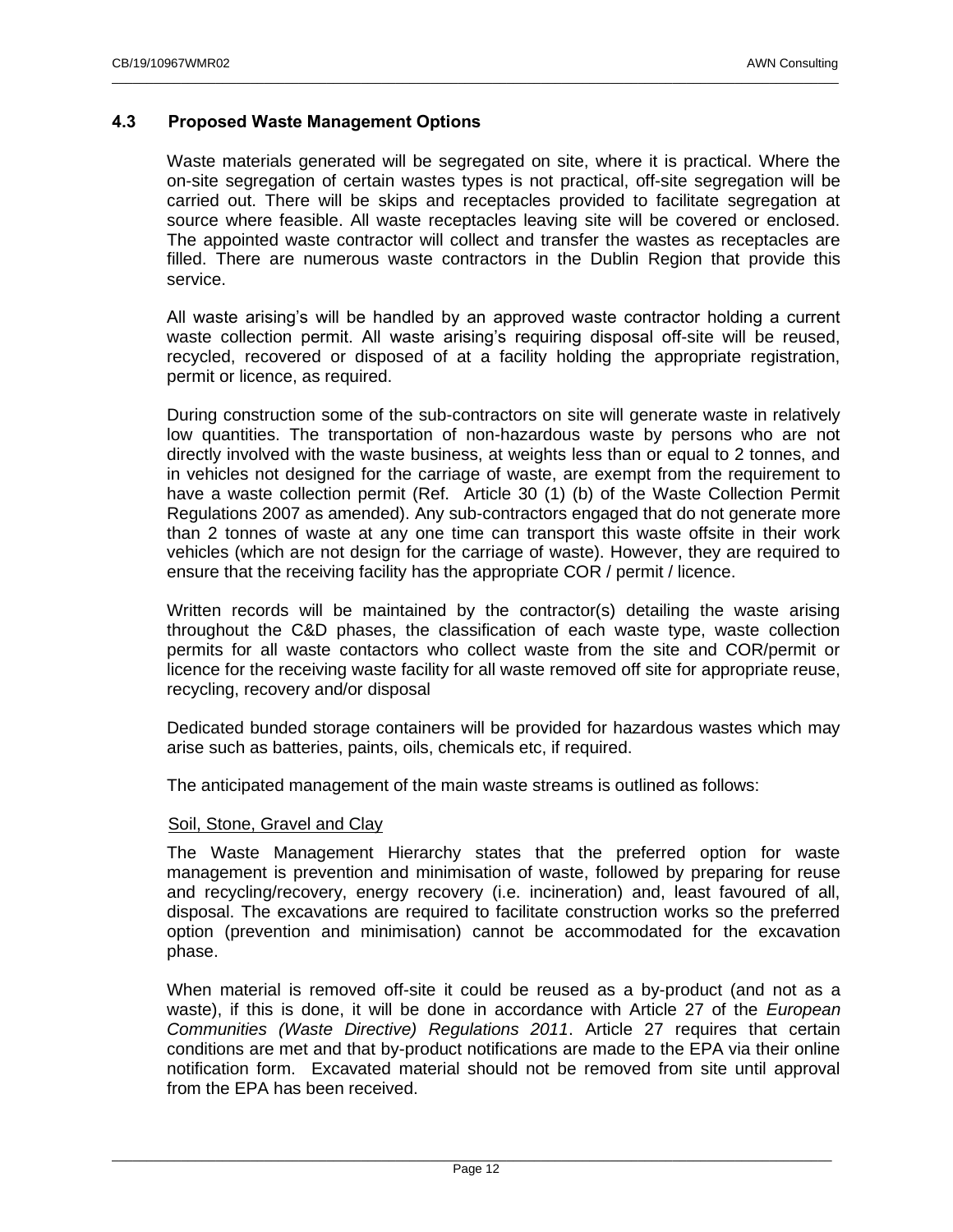### 4.3 Proposed Waste Management Options

Waste materials generated will be segregated on site, where it is practical. Where the on-site segregation of certain wastes types is not practical, off-site segregation will be carried out. There will be skips and receptacles provided to facilitate segregation at source where feasible. All waste receptacles leaving site will be covered or enclosed. The appointed waste contractor will collect and transfer the wastes as receptacles are filled. There are numerous waste contractors in the Dublin Region that provide this service.

All waste arising's will be handled by an approved waste contractor holding a current waste collection permit. All waste arising's requiring disposal off-site will be reused, recycled, recovered or disposed of at a facility holding the appropriate registration, permit or licence, as required.

During construction some of the sub-contractors on site will generate waste in relatively low quantities. The transportation of non-hazardous waste by persons who are not directly involved with the waste business, at weights less than or equal to 2 tonnes, and in vehicles not designed for the carriage of waste, are exempt from the requirement to have a waste collection permit (Ref. Article 30 (1) (b) of the Waste Collection Permit Regulations 2007 as amended). Any sub-contractors engaged that do not generate more than 2 tonnes of waste at any one time can transport this waste offsite in their work vehicles (which are not design for the carriage of waste). However, they are required to ensure that the receiving facility has the appropriate COR / permit / licence.

Written records will be maintained by the contractor(s) detailing the waste arising throughout the C&D phases, the classification of each waste type, waste collection permits for all waste contactors who collect waste from the site and COR/permit or licence for the receiving waste facility for all waste removed off site for appropriate reuse, recycling, recovery and/or disposal

Dedicated bunded storage containers will be provided for hazardous wastes which may arise such as batteries, paints, oils, chemicals etc, if required.

The anticipated management of the main waste streams is outlined as follows:

<u>Soil, Stone, Gravel and Clay</u>

The Waste Management Hierarchy states that the preferred option for waste management is prevention and minimisation of waste, followed by preparing for reuse and recycling/recovery, energy recovery (i.e. incineration) and, least favoured of all, disposal. The excavations are required to facilitate construction works so the preferred option (prevention and minimisation) cannot be accommodated for the excavation phase.

When material is removed off-site it could be reused as a by-product (and not as a waste), if this is done, it will be done in accordance with Article 27 of the *European Communities (Waste Directive) Regulations 2011*. Article 27 requires that certain conditions are met and that by-product notifications are made to the EPA via their online notification form. Excavated material should not be removed from site until approval from the EPA has been received.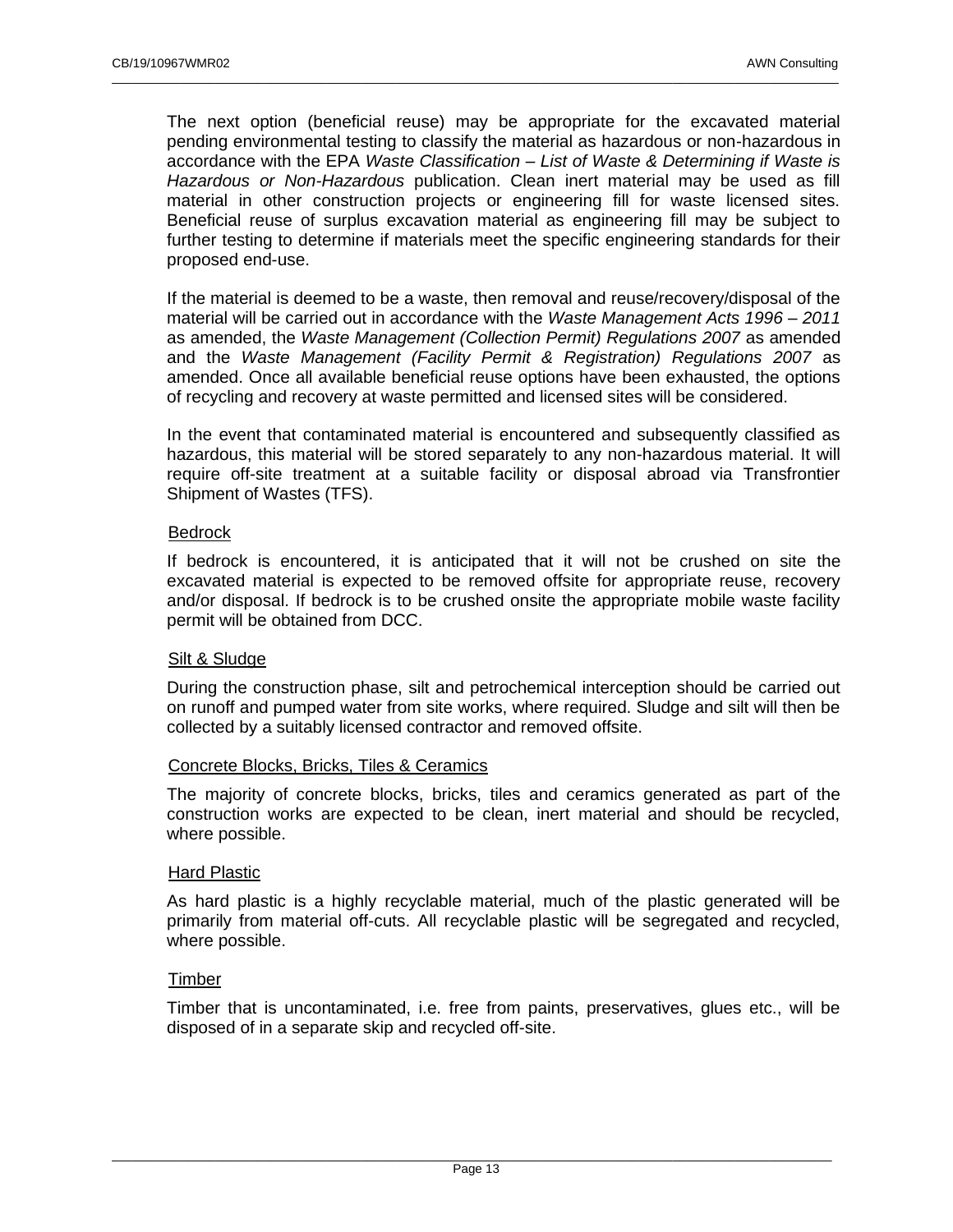The next option (beneficial reuse) may be appropriate for the excavated material pending environmental testing to classify the material as hazardous or non-hazardous in accordance with the EPA *Waste Classification – List of Waste & Determining if Waste is Hazardous or Non-Hazardous* publication. Clean inert material may be used as fill material in other construction projects or engineering fill for waste licensed sites. Beneficial reuse of surplus excavation material as engineering fill may be subject to further testing to determine if materials meet the specific engineering standards for their proposed end-use.

If the material is deemed to be a waste, then removal and reuse/recovery/disposal of the material will be carried out in accordance with the *Waste Management Acts 1996 – 2011* as amended, the *Waste Management (Collection Permit) Regulations 2007* as amended and the *Waste Management (Facility Permit & Registration) Regulations 2007* as amended. Once all available beneficial reuse options have been exhausted, the options of recycling and recovery at waste permitted and licensed sites will be considered.

In the event that contaminated material is encountered and subsequently classified as hazardous, this material will be stored separately to any non-hazardous material. It will require off-site treatment at a suitable facility or disposal abroad via Transfrontier Shipment of Wastes (TFS).

<u>Bedrock</u>

If bedrock is encountered, it is anticipated that it will not be crushed on site the excavated material is expected to be removed offsite for appropriate reuse, recovery and/or disposal. If bedrock is to be crushed onsite the appropriate mobile waste facility permit will be obtained from DCC.

<u>Silt & Sludge</u>

During the construction phase, silt and petrochemical interception should be carried out on runoff and pumped water from site works, where required. Sludge and silt will then be collected by a suitably licensed contractor and removed offsite.

<u>Concrete Blocks, Bricks, Tiles & Ceramics</u>

The majority of concrete blocks, bricks, tiles and ceramics generated as part of the construction works are expected to be clean, inert material and should be recycled, where possible.

<u>Hard Plastic</u>

As hard plastic is a highly recyclable material, much of the plastic generated will be primarily from material off-cuts. All recyclable plastic will be segregated and recycled, where possible.

<u>Timber</u>

Timber that is uncontaminated, i.e. free from paints, preservatives, glues etc., will be disposed of in a separate skip and recycled off-site.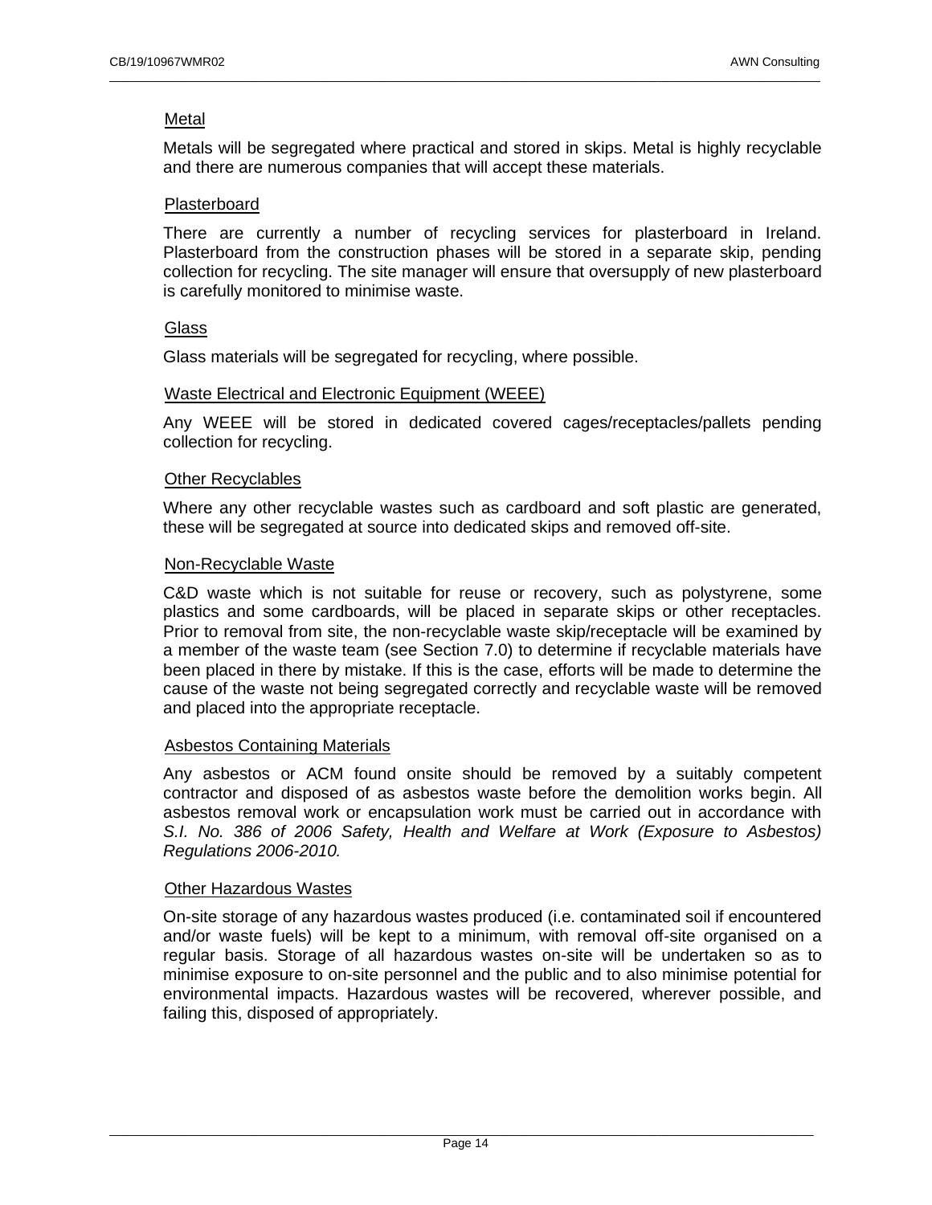#### Metal

Metals will be segregated where practical and stored in skips. Metal is highly recyclable and there are numerous companies that will accept these materials.

#### Plasterboard

There are currently a number of recycling services for plasterboard in Ireland. Plasterboard from the construction phases will be stored in a separate skip, pending collection for recycling. The site manager will ensure that oversupply of new plasterboard is carefully monitored to minimise waste.

#### Glass

Glass materials will be segregated for recycling, where possible.

#### Waste Electrical and Electronic Equipment (WEEE)

Any WEEE will be stored in dedicated covered cages/receptacles/pallets pending collection for recycling.

#### Other Recyclables

Where any other recyclable wastes such as cardboard and soft plastic are generated, these will be segregated at source into dedicated skips and removed off-site.

#### Non-Recyclable Waste

C&D waste which is not suitable for reuse or recovery, such as polystyrene, some plastics and some cardboards, will be placed in separate skips or other receptacles. Prior to removal from site, the non-recyclable waste skip/receptacle will be examined by a member of the waste team (see Section 7.0) to determine if recyclable materials have been placed in there by mistake. If this is the case, efforts will be made to determine the cause of the waste not being segregated correctly and recyclable waste will be removed and placed into the appropriate receptacle.

#### Asbestos Containing Materials

Any asbestos or ACM found onsite should be removed by a suitably competent contractor and disposed of as asbestos waste before the demolition works begin. All asbestos removal work or encapsulation work must be carried out in accordance with *S.I. No. 386 of 2006 Safety, Health and Welfare at Work (Exposure to Asbestos) Regulations 2006-2010.*

#### Other Hazardous Wastes

On-site storage of any hazardous wastes produced (i.e. contaminated soil if encountered and/or waste fuels) will be kept to a minimum, with removal off-site organised on a regular basis. Storage of all hazardous wastes on-site will be undertaken so as to minimise exposure to on-site personnel and the public and to also minimise potential for environmental impacts. Hazardous wastes will be recovered, wherever possible, and failing this, disposed of appropriately.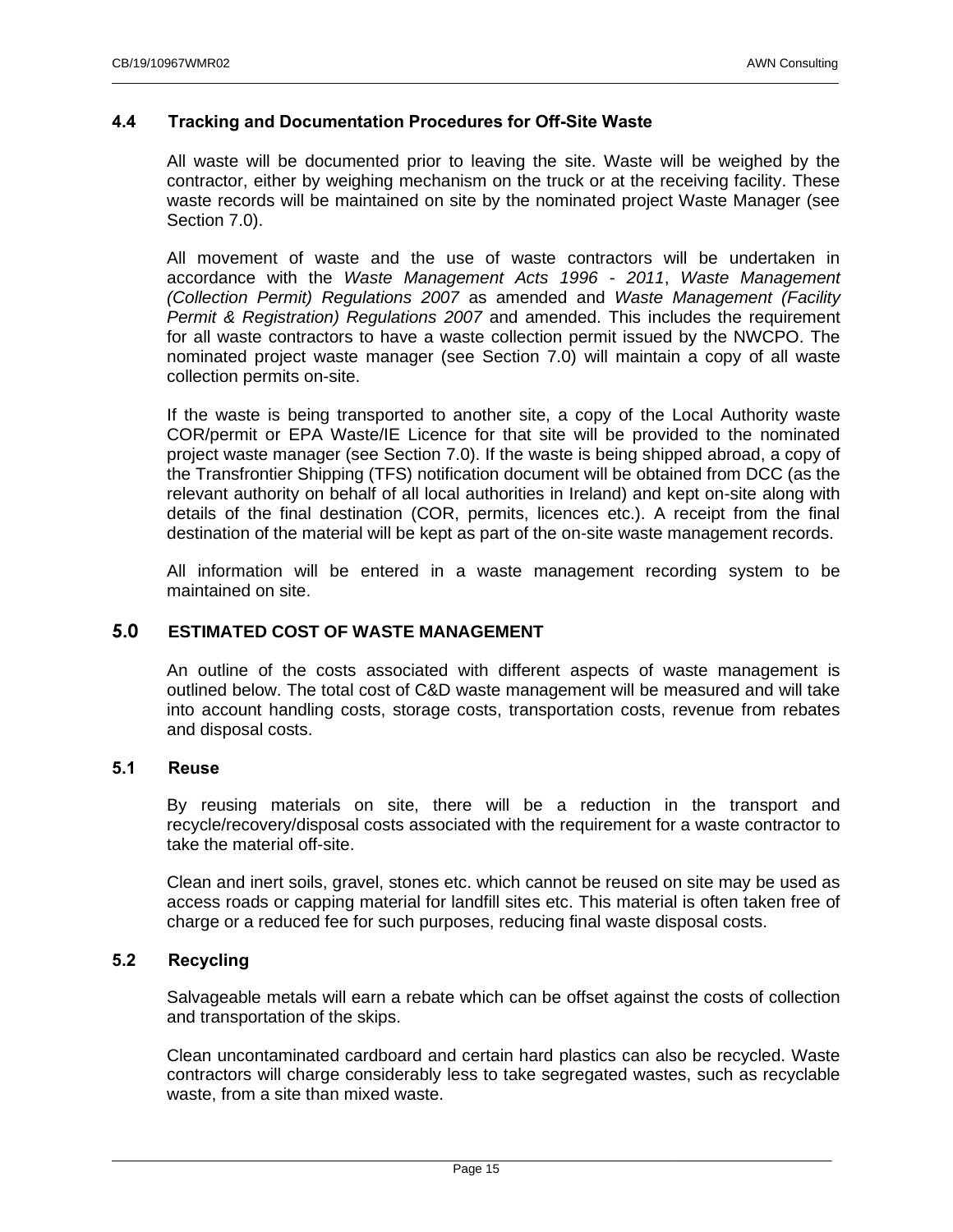### 4.4 Tracking and Documentation Procedures for Off-Site Waste

All waste will be documented prior to leaving the site. Waste will be weighed by the contractor, either by weighing mechanism on the truck or at the receiving facility. These waste records will be maintained on site by the nominated project Waste Manager (see Section 7.0).

All movement of waste and the use of waste contractors will be undertaken in accordance with the *Waste Management Acts 1996 - 2011*, *Waste Management (Collection Permit) Regulations 2007* as amended and *Waste Management (Facility Permit & Registration) Regulations 2007* and amended. This includes the requirement for all waste contractors to have a waste collection permit issued by the NWCPO. The nominated project waste manager (see Section 7.0) will maintain a copy of all waste collection permits on-site.

If the waste is being transported to another site, a copy of the Local Authority waste COR/permit or EPA Waste/IE Licence for that site will be provided to the nominated project waste manager (see Section 7.0). If the waste is being shipped abroad, a copy of the Transfrontier Shipping (TFS) notification document will be obtained from DCC (as the relevant authority on behalf of all local authorities in Ireland) and kept on-site along with details of the final destination (COR, permits, licences etc.). A receipt from the final destination of the material will be kept as part of the on-site waste management records.

All information will be entered in a waste management recording system to be maintained on site.

## 5.0 ESTIMATED COST OF WASTE MANAGEMENT

An outline of the costs associated with different aspects of waste management is outlined below. The total cost of C&D waste management will be measured and will take into account handling costs, storage costs, transportation costs, revenue from rebates and disposal costs.

### 5.1 Reuse

By reusing materials on site, there will be a reduction in the transport and recycle/recovery/disposal costs associated with the requirement for a waste contractor to take the material off-site.

Clean and inert soils, gravel, stones etc. which cannot be reused on site may be used as access roads or capping material for landfill sites etc. This material is often taken free of charge or a reduced fee for such purposes, reducing final waste disposal costs.

### 5.2 Recycling

Salvageable metals will earn a rebate which can be offset against the costs of collection and transportation of the skips.

Clean uncontaminated cardboard and certain hard plastics can also be recycled. Waste contractors will charge considerably less to take segregated wastes, such as recyclable waste, from a site than mixed waste.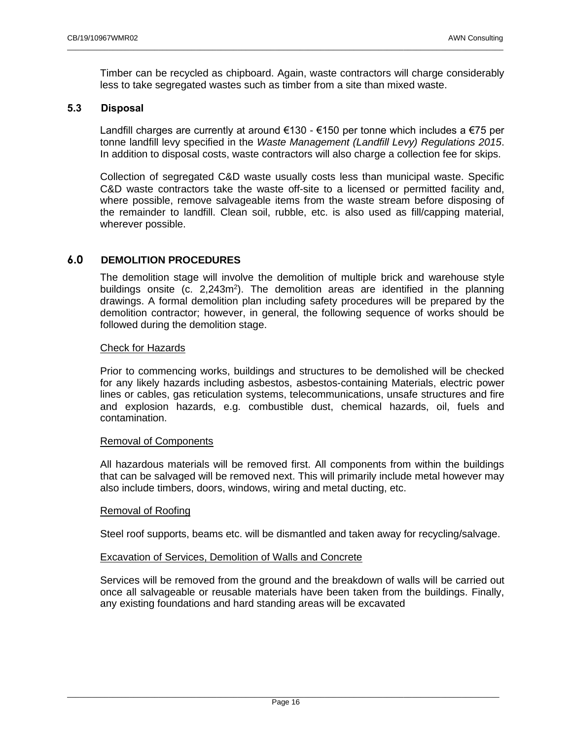Timber can be recycled as chipboard. Again, waste contractors will charge considerably less to take segregated wastes such as timber from a site than mixed waste.

### 5.3 Disposal

Landfill charges are currently at around €130 - €150 per tonne which includes a €75 per tonne landfill levy specified in the *Waste Management (Landfill Levy) Regulations 2015*. In addition to disposal costs, waste contractors will also charge a collection fee for skips.

Collection of segregated C&D waste usually costs less than municipal waste. Specific C&D waste contractors take the waste off-site to a licensed or permitted facility and, where possible, remove salvageable items from the waste stream before disposing of the remainder to landfill. Clean soil, rubble, etc. is also used as fill/capping material, wherever possible.

## 6.0 DEMOLITION PROCEDURES

The demolition stage will involve the demolition of multiple brick and warehouse style buildings onsite (c. 2,243m$^2$). The demolition areas are identified in the planning drawings. A formal demolition plan including safety procedures will be prepared by the demolition contractor; however, in general, the following sequence of works should be followed during the demolition stage.

Check for Hazards

Prior to commencing works, buildings and structures to be demolished will be checked for any likely hazards including asbestos, asbestos-containing Materials, electric power lines or cables, gas reticulation systems, telecommunications, unsafe structures and fire and explosion hazards, e.g. combustible dust, chemical hazards, oil, fuels and contamination.

Removal of Components

All hazardous materials will be removed first. All components from within the buildings that can be salvaged will be removed next. This will primarily include metal however may also include timbers, doors, windows, wiring and metal ducting, etc.

Removal of Roofing

Steel roof supports, beams etc. will be dismantled and taken away for recycling/salvage.

Excavation of Services, Demolition of Walls and Concrete

Services will be removed from the ground and the breakdown of walls will be carried out once all salvageable or reusable materials have been taken from the buildings. Finally, any existing foundations and hard standing areas will be excavated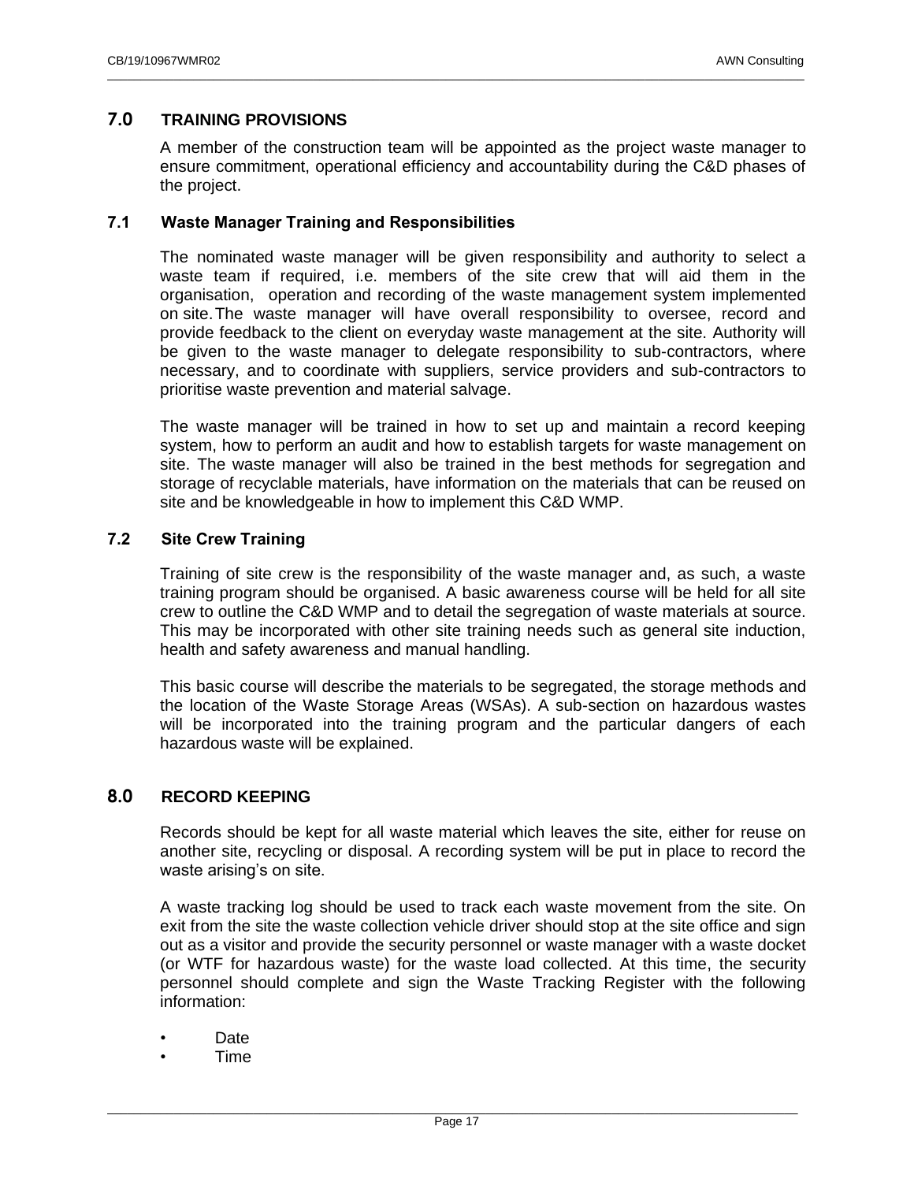## 7.0 TRAINING PROVISIONS

A member of the construction team will be appointed as the project waste manager to ensure commitment, operational efficiency and accountability during the C&D phases of the project.

### 7.1 Waste Manager Training and Responsibilities

The nominated waste manager will be given responsibility and authority to select a waste team if required, i.e. members of the site crew that will aid them in the organisation, operation and recording of the waste management system implemented on site. The waste manager will have overall responsibility to oversee, record and provide feedback to the client on everyday waste management at the site. Authority will be given to the waste manager to delegate responsibility to sub-contractors, where necessary, and to coordinate with suppliers, service providers and sub-contractors to prioritise waste prevention and material salvage.

The waste manager will be trained in how to set up and maintain a record keeping system, how to perform an audit and how to establish targets for waste management on site. The waste manager will also be trained in the best methods for segregation and storage of recyclable materials, have information on the materials that can be reused on site and be knowledgeable in how to implement this C&D WMP.

### 7.2 Site Crew Training

Training of site crew is the responsibility of the waste manager and, as such, a waste training program should be organised. A basic awareness course will be held for all site crew to outline the C&D WMP and to detail the segregation of waste materials at source. This may be incorporated with other site training needs such as general site induction, health and safety awareness and manual handling.

This basic course will describe the materials to be segregated, the storage methods and the location of the Waste Storage Areas (WSAs). A sub-section on hazardous wastes will be incorporated into the training program and the particular dangers of each hazardous waste will be explained.

## 8.0 RECORD KEEPING

Records should be kept for all waste material which leaves the site, either for reuse on another site, recycling or disposal. A recording system will be put in place to record the waste arising's on site.

A waste tracking log should be used to track each waste movement from the site. On exit from the site the waste collection vehicle driver should stop at the site office and sign out as a visitor and provide the security personnel or waste manager with a waste docket (or WTF for hazardous waste) for the waste load collected. At this time, the security personnel should complete and sign the Waste Tracking Register with the following information:

- Date
- Time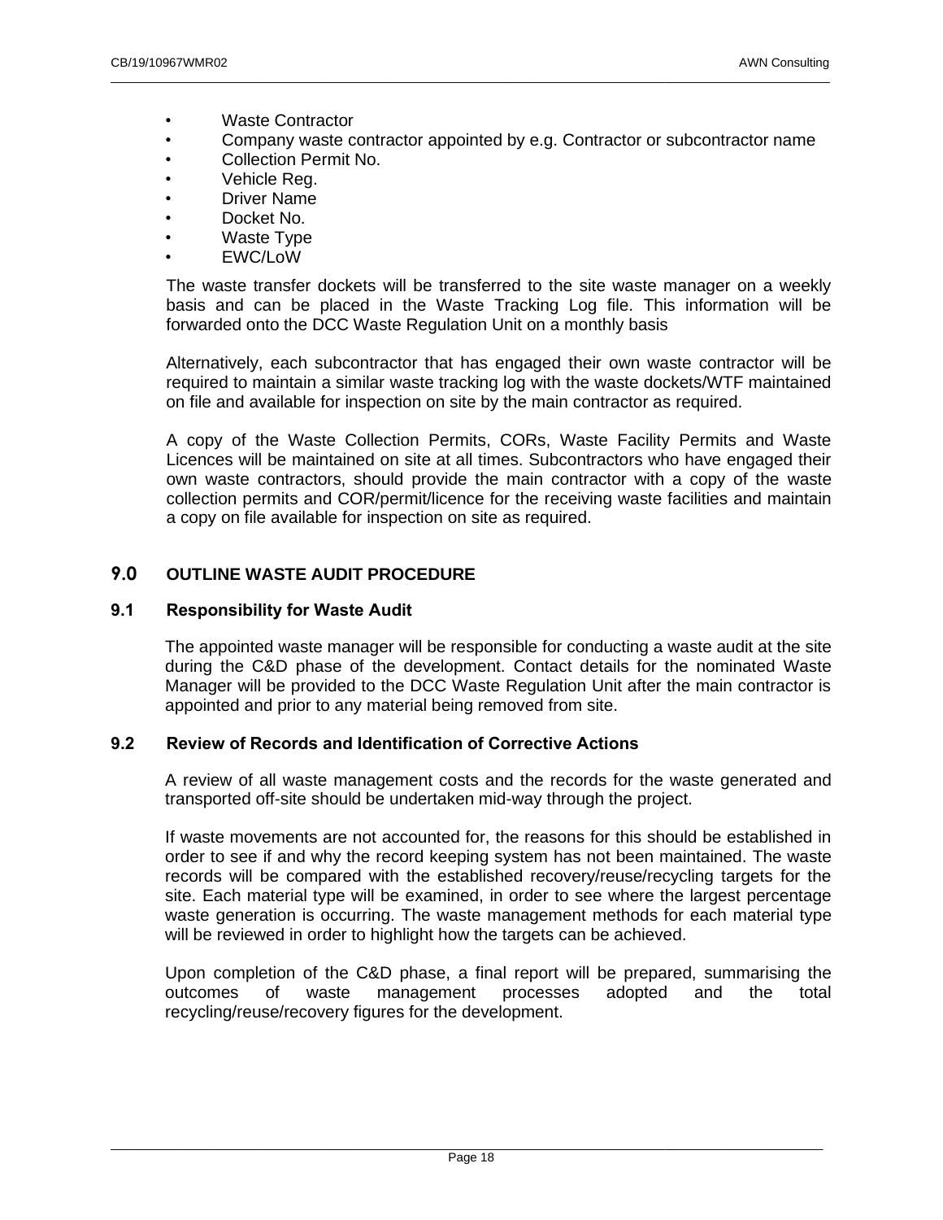- Waste Contractor
- Company waste contractor appointed by e.g. Contractor or subcontractor name
- Collection Permit No.
- Vehicle Reg.
- Driver Name
- Docket No.
- Waste Type
- EWC/LoW

The waste transfer dockets will be transferred to the site waste manager on a weekly basis and can be placed in the Waste Tracking Log file. This information will be forwarded onto the DCC Waste Regulation Unit on a monthly basis

Alternatively, each subcontractor that has engaged their own waste contractor will be required to maintain a similar waste tracking log with the waste dockets/WTF maintained on file and available for inspection on site by the main contractor as required.

A copy of the Waste Collection Permits, CORs, Waste Facility Permits and Waste Licences will be maintained on site at all times. Subcontractors who have engaged their own waste contractors, should provide the main contractor with a copy of the waste collection permits and COR/permit/licence for the receiving waste facilities and maintain a copy on file available for inspection on site as required.

# 9.0 OUTLINE WASTE AUDIT PROCEDURE

## 9.1 Responsibility for Waste Audit

The appointed waste manager will be responsible for conducting a waste audit at the site during the C&D phase of the development. Contact details for the nominated Waste Manager will be provided to the DCC Waste Regulation Unit after the main contractor is appointed and prior to any material being removed from site.

## 9.2 Review of Records and Identification of Corrective Actions

A review of all waste management costs and the records for the waste generated and transported off-site should be undertaken mid-way through the project.

If waste movements are not accounted for, the reasons for this should be established in order to see if and why the record keeping system has not been maintained. The waste records will be compared with the established recovery/reuse/recycling targets for the site. Each material type will be examined, in order to see where the largest percentage waste generation is occurring. The waste management methods for each material type will be reviewed in order to highlight how the targets can be achieved.

Upon completion of the C&D phase, a final report will be prepared, summarising the outcomes of waste management processes adopted and the total recycling/reuse/recovery figures for the development.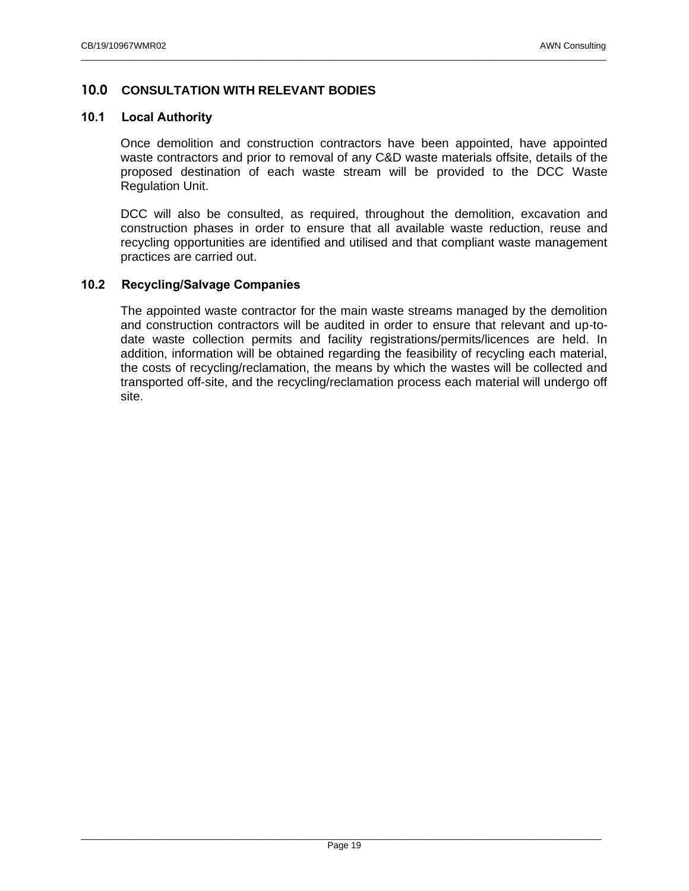## 10.0 CONSULTATION WITH RELEVANT BODIES

### 10.1 Local Authority

Once demolition and construction contractors have been appointed, have appointed waste contractors and prior to removal of any C&D waste materials offsite, details of the proposed destination of each waste stream will be provided to the DCC Waste Regulation Unit.

DCC will also be consulted, as required, throughout the demolition, excavation and construction phases in order to ensure that all available waste reduction, reuse and recycling opportunities are identified and utilised and that compliant waste management practices are carried out.

### 10.2 Recycling/Salvage Companies

The appointed waste contractor for the main waste streams managed by the demolition and construction contractors will be audited in order to ensure that relevant and up-to-date waste collection permits and facility registrations/permits/licences are held. In addition, information will be obtained regarding the feasibility of recycling each material, the costs of recycling/reclamation, the means by which the wastes will be collected and transported off-site, and the recycling/reclamation process each material will undergo off site.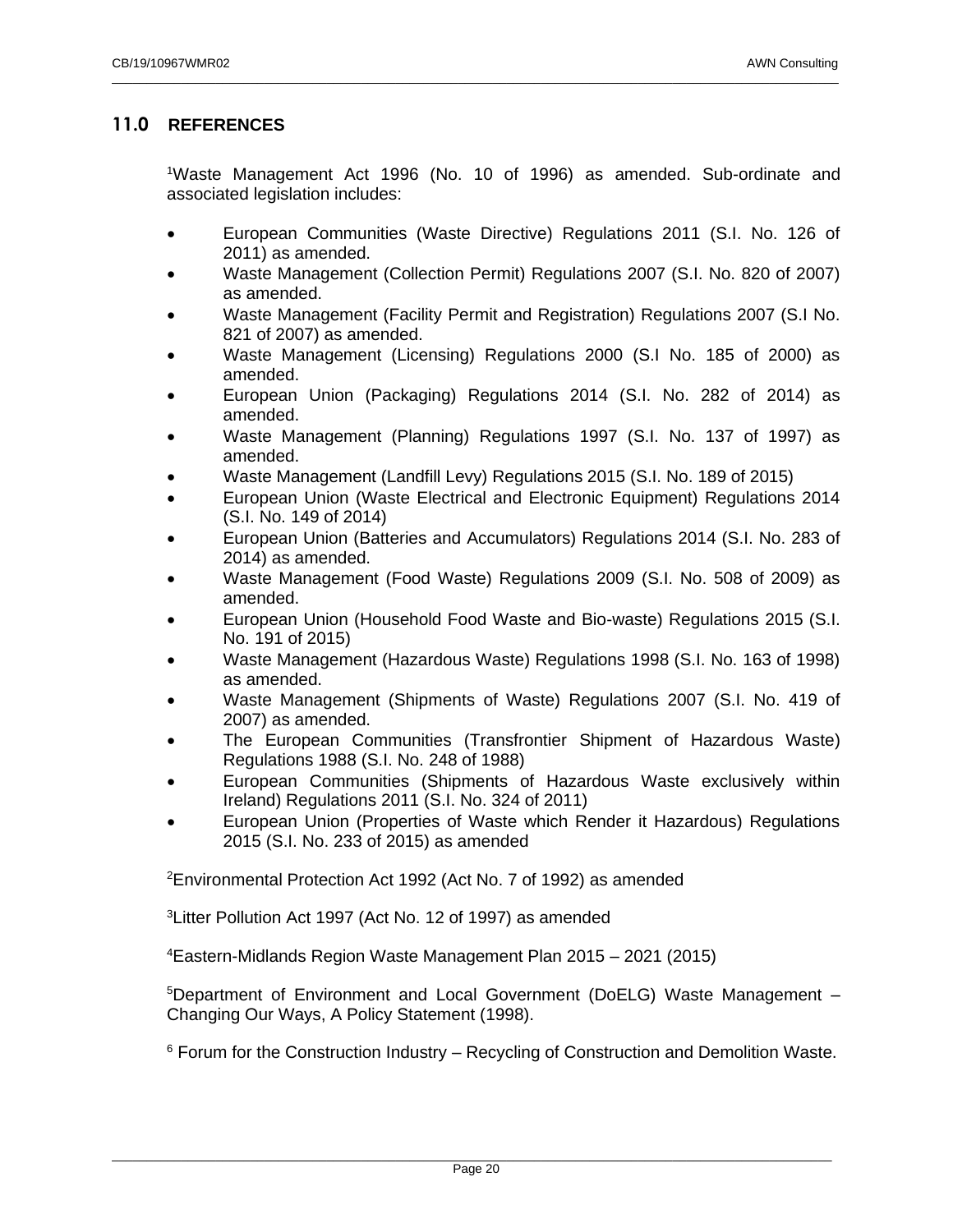## 11.0 REFERENCES

[1]Waste Management Act 1996 (No. 10 of 1996) as amended. Sub-ordinate and associated legislation includes:

- European Communities (Waste Directive) Regulations 2011 (S.I. No. 126 of 2011) as amended.
- Waste Management (Collection Permit) Regulations 2007 (S.I. No. 820 of 2007) as amended.
- Waste Management (Facility Permit and Registration) Regulations 2007 (S.I No. 821 of 2007) as amended.
- Waste Management (Licensing) Regulations 2000 (S.I No. 185 of 2000) as amended.
- European Union (Packaging) Regulations 2014 (S.I. No. 282 of 2014) as amended.
- Waste Management (Planning) Regulations 1997 (S.I. No. 137 of 1997) as amended.
- Waste Management (Landfill Levy) Regulations 2015 (S.I. No. 189 of 2015)
- European Union (Waste Electrical and Electronic Equipment) Regulations 2014 (S.I. No. 149 of 2014)
- European Union (Batteries and Accumulators) Regulations 2014 (S.I. No. 283 of 2014) as amended.
- Waste Management (Food Waste) Regulations 2009 (S.I. No. 508 of 2009) as amended.
- European Union (Household Food Waste and Bio-waste) Regulations 2015 (S.I. No. 191 of 2015)
- Waste Management (Hazardous Waste) Regulations 1998 (S.I. No. 163 of 1998) as amended.
- Waste Management (Shipments of Waste) Regulations 2007 (S.I. No. 419 of 2007) as amended.
- The European Communities (Transfrontier Shipment of Hazardous Waste) Regulations 1988 (S.I. No. 248 of 1988)
- European Communities (Shipments of Hazardous Waste exclusively within Ireland) Regulations 2011 (S.I. No. 324 of 2011)
- European Union (Properties of Waste which Render it Hazardous) Regulations 2015 (S.I. No. 233 of 2015) as amended

[2]Environmental Protection Act 1992 (Act No. 7 of 1992) as amended

[3]Litter Pollution Act 1997 (Act No. 12 of 1997) as amended

[4]Eastern-Midlands Region Waste Management Plan 2015 – 2021 (2015)

[5]Department of Environment and Local Government (DoELG) Waste Management – Changing Our Ways, A Policy Statement (1998).

[6] Forum for the Construction Industry – Recycling of Construction and Demolition Waste.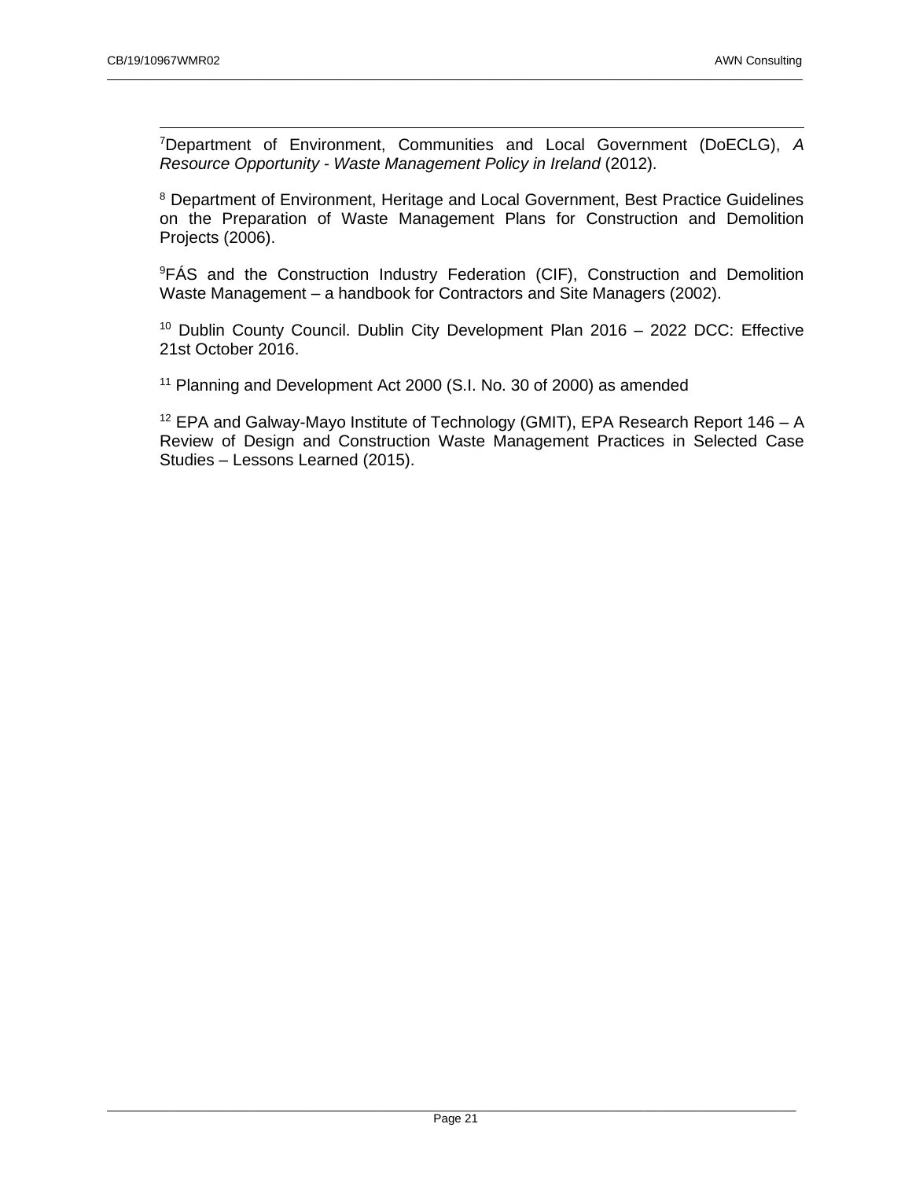[7]Department of Environment, Communities and Local Government (DoECLG), *A Resource Opportunity - Waste Management Policy in Ireland* (2012).

[8] Department of Environment, Heritage and Local Government, Best Practice Guidelines on the Preparation of Waste Management Plans for Construction and Demolition Projects (2006).

[9]FÁS and the Construction Industry Federation (CIF), Construction and Demolition Waste Management – a handbook for Contractors and Site Managers (2002).

[10] Dublin County Council. Dublin City Development Plan 2016 – 2022 DCC: Effective 21st October 2016.

[11] Planning and Development Act 2000 (S.I. No. 30 of 2000) as amended

[12] EPA and Galway-Mayo Institute of Technology (GMIT), EPA Research Report 146 – A Review of Design and Construction Waste Management Practices in Selected Case Studies – Lessons Learned (2015).